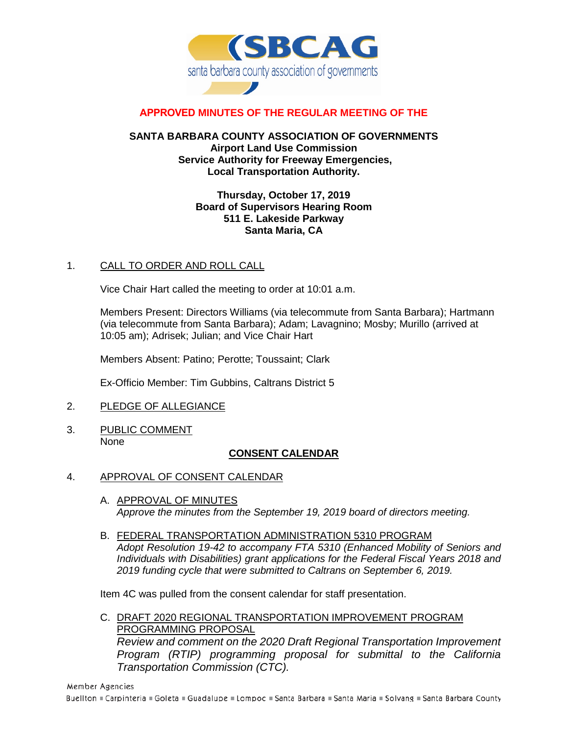**APPROVED MINUTES OF THE REGULAR MEETING OF THE**

**SANTA BARBARA COUNTY ASSOCIATION OF GOVERNMENTS**
**Airport Land Use Commission**
**Service Authority for Freeway Emergencies,**
**Local Transportation Authority.**

**Thursday, October 17, 2019**
**Board of Supervisors Hearing Room**
**511 E. Lakeside Parkway**
**Santa Maria, CA**

1. CALL TO ORDER AND ROLL CALL

   Vice Chair Hart called the meeting to order at 10:01 a.m.

   Members Present: Directors Williams (via telecommute from Santa Barbara); Hartmann (via telecommute from Santa Barbara); Adam; Lavagnino; Mosby; Murillo (arrived at 10:05 am); Adrisek; Julian; and Vice Chair Hart

   Members Absent: Patino; Perotte; Toussaint; Clark

   Ex-Officio Member: Tim Gubbins, Caltrans District 5

2. PLEDGE OF ALLEGIANCE

3. PUBLIC COMMENT
   None

**CONSENT CALENDAR**

4. APPROVAL OF CONSENT CALENDAR

   A. APPROVAL OF MINUTES
   *Approve the minutes from the September 19, 2019 board of directors meeting.*

   B. FEDERAL TRANSPORTATION ADMINISTRATION 5310 PROGRAM
   *Adopt Resolution 19-42 to accompany FTA 5310 (Enhanced Mobility of Seniors and Individuals with Disabilities) grant applications for the Federal Fiscal Years 2018 and 2019 funding cycle that were submitted to Caltrans on September 6, 2019.*

   Item 4C was pulled from the consent calendar for staff presentation.

   C. DRAFT 2020 REGIONAL TRANSPORTATION IMPROVEMENT PROGRAM PROGRAMMING PROPOSAL
   *Review and comment on the 2020 Draft Regional Transportation Improvement Program (RTIP) programming proposal for submittal to the California Transportation Commission (CTC).*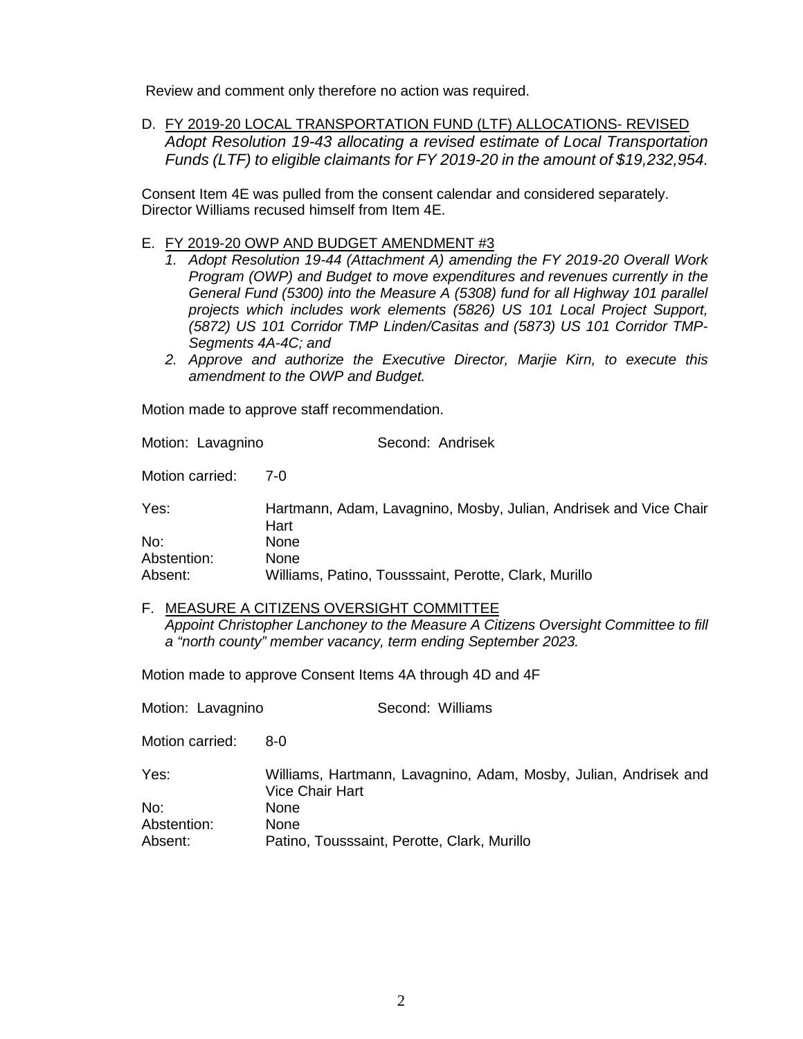Review and comment only therefore no action was required.

D. <u>FY 2019-20 LOCAL TRANSPORTATION FUND (LTF) ALLOCATIONS- REVISED</u>
   *Adopt Resolution 19-43 allocating a revised estimate of Local Transportation Funds (LTF) to eligible claimants for FY 2019-20 in the amount of $19,232,954.*

Consent Item 4E was pulled from the consent calendar and considered separately. Director Williams recused himself from Item 4E.

E. <u>FY 2019-20 OWP AND BUDGET AMENDMENT #3</u>
   1. *Adopt Resolution 19-44 (Attachment A) amending the FY 2019-20 Overall Work Program (OWP) and Budget to move expenditures and revenues currently in the General Fund (5300) into the Measure A (5308) fund for all Highway 101 parallel projects which includes work elements (5826) US 101 Local Project Support, (5872) US 101 Corridor TMP Linden/Casitas and (5873) US 101 Corridor TMP-Segments 4A-4C; and*
   2. *Approve and authorize the Executive Director, Marjie Kirn, to execute this amendment to the OWP and Budget.*

Motion made to approve staff recommendation.

Motion: Lavagnino    Second: Andrisek

Motion carried: 7-0

Yes: Hartmann, Adam, Lavagnino, Mosby, Julian, Andrisek and Vice Chair Hart
No: None
Abstention: None
Absent: Williams, Patino, Tousssaint, Perotte, Clark, Murillo

F. <u>MEASURE A CITIZENS OVERSIGHT COMMITTEE</u>
   *Appoint Christopher Lanchoney to the Measure A Citizens Oversight Committee to fill a "north county" member vacancy, term ending September 2023.*

Motion made to approve Consent Items 4A through 4D and 4F

Motion: Lavagnino    Second: Williams

Motion carried: 8-0

Yes: Williams, Hartmann, Lavagnino, Adam, Mosby, Julian, Andrisek and Vice Chair Hart
No: None
Abstention: None
Absent: Patino, Tousssaint, Perotte, Clark, Murillo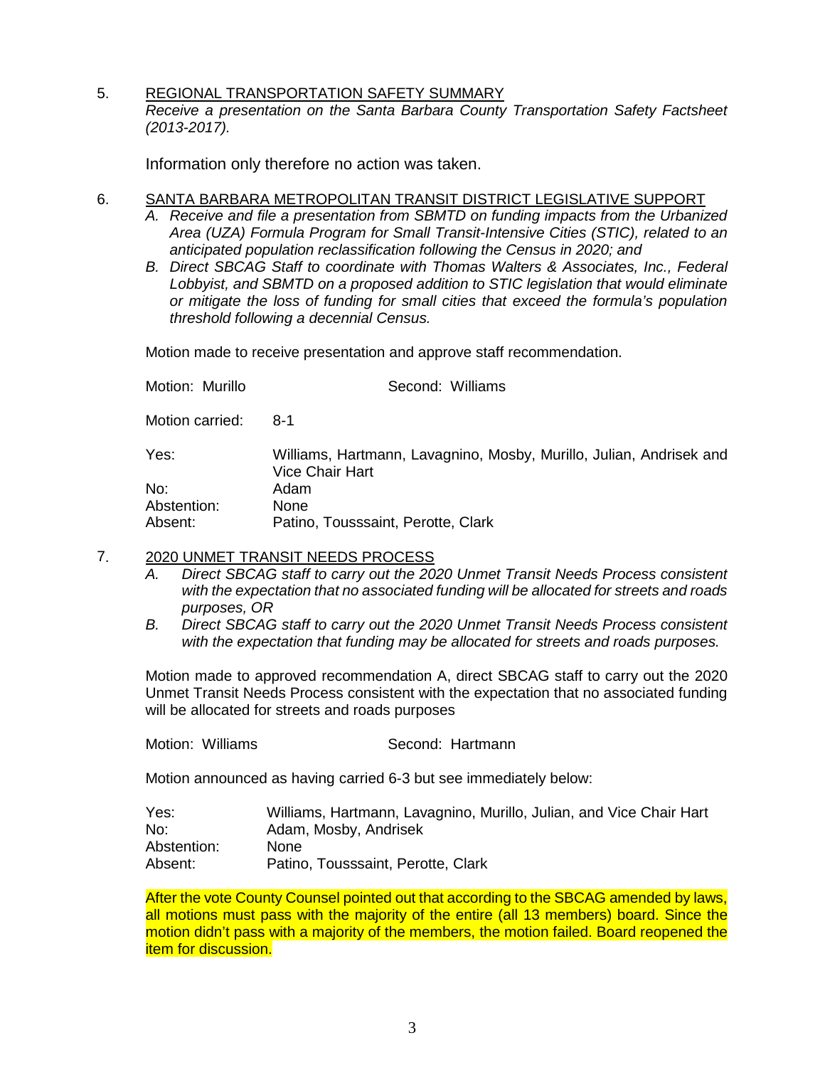5. REGIONAL TRANSPORTATION SAFETY SUMMARY

   *Receive a presentation on the Santa Barbara County Transportation Safety Factsheet (2013-2017).*

   Information only therefore no action was taken.

6. SANTA BARBARA METROPOLITAN TRANSIT DISTRICT LEGISLATIVE SUPPORT

   *A. Receive and file a presentation from SBMTD on funding impacts from the Urbanized Area (UZA) Formula Program for Small Transit-Intensive Cities (STIC), related to an anticipated population reclassification following the Census in 2020; and*

   *B. Direct SBCAG Staff to coordinate with Thomas Walters & Associates, Inc., Federal Lobbyist, and SBMTD on a proposed addition to STIC legislation that would eliminate or mitigate the loss of funding for small cities that exceed the formula's population threshold following a decennial Census.*

   Motion made to receive presentation and approve staff recommendation.

   Motion: Murillo Second: Williams

   Motion carried: 8-1

   | | |
   |---|---|
   | Yes: | Williams, Hartmann, Lavagnino, Mosby, Murillo, Julian, Andrisek and Vice Chair Hart |
   | No: | Adam |
   | Abstention: | None |
   | Absent: | Patino, Tousssaint, Perotte, Clark |

7. 2020 UNMET TRANSIT NEEDS PROCESS

   *A. Direct SBCAG staff to carry out the 2020 Unmet Transit Needs Process consistent with the expectation that no associated funding will be allocated for streets and roads purposes, OR*

   *B. Direct SBCAG staff to carry out the 2020 Unmet Transit Needs Process consistent with the expectation that funding may be allocated for streets and roads purposes.*

   Motion made to approved recommendation A, direct SBCAG staff to carry out the 2020 Unmet Transit Needs Process consistent with the expectation that no associated funding will be allocated for streets and roads purposes

   Motion: Williams Second: Hartmann

   Motion announced as having carried 6-3 but see immediately below:

   | | |
   |---|---|
   | Yes: | Williams, Hartmann, Lavagnino, Murillo, Julian, and Vice Chair Hart |
   | No: | Adam, Mosby, Andrisek |
   | Abstention: | None |
   | Absent: | Patino, Tousssaint, Perotte, Clark |

   After the vote County Counsel pointed out that according to the SBCAG amended by laws, all motions must pass with the majority of the entire (all 13 members) board. Since the motion didn't pass with a majority of the members, the motion failed. Board reopened the item for discussion.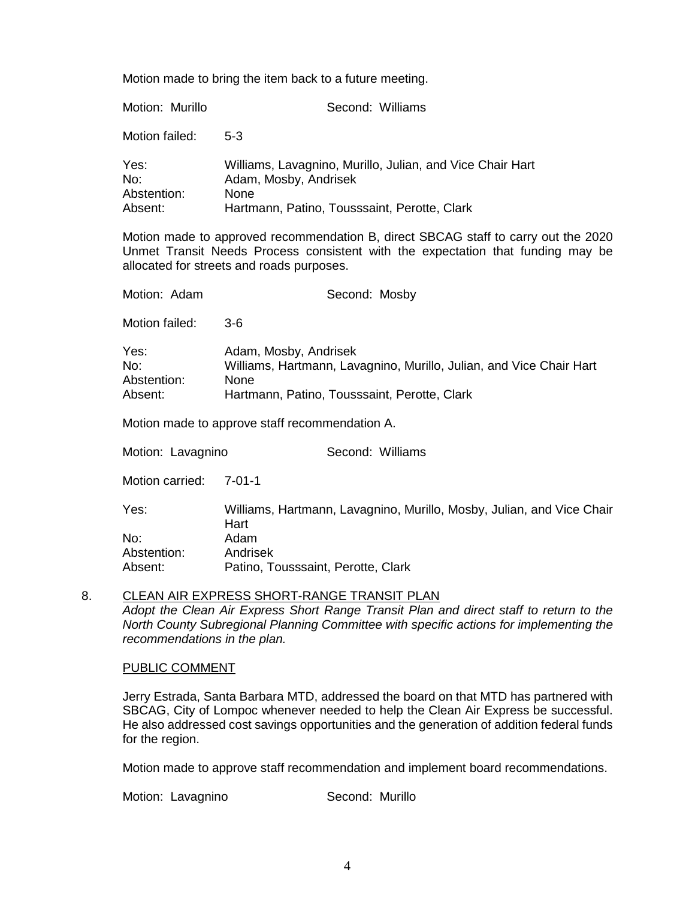Motion made to bring the item back to a future meeting.

Motion: Murillo　　　　　　Second: Williams

Motion failed:　5-3

Yes:　Williams, Lavagnino, Murillo, Julian, and Vice Chair Hart
No:　Adam, Mosby, Andrisek
Abstention:　None
Absent:　Hartmann, Patino, Tousssaint, Perotte, Clark

Motion made to approved recommendation B, direct SBCAG staff to carry out the 2020 Unmet Transit Needs Process consistent with the expectation that funding may be allocated for streets and roads purposes.

Motion: Adam　　　　　　Second: Mosby

Motion failed:　3-6

Yes:　Adam, Mosby, Andrisek
No:　Williams, Hartmann, Lavagnino, Murillo, Julian, and Vice Chair Hart
Abstention:　None
Absent:　Hartmann, Patino, Tousssaint, Perotte, Clark

Motion made to approve staff recommendation A.

Motion: Lavagnino　　　　　　Second: Williams

Motion carried:　7-01-1

Yes:　Williams, Hartmann, Lavagnino, Murillo, Mosby, Julian, and Vice Chair Hart
No:　Adam
Abstention:　Andrisek
Absent:　Patino, Tousssaint, Perotte, Clark

8. CLEAN AIR EXPRESS SHORT-RANGE TRANSIT PLAN

*Adopt the Clean Air Express Short Range Transit Plan and direct staff to return to the North County Subregional Planning Committee with specific actions for implementing the recommendations in the plan.*

PUBLIC COMMENT

Jerry Estrada, Santa Barbara MTD, addressed the board on that MTD has partnered with SBCAG, City of Lompoc whenever needed to help the Clean Air Express be successful. He also addressed cost savings opportunities and the generation of addition federal funds for the region.

Motion made to approve staff recommendation and implement board recommendations.

Motion: Lavagnino　　　　　　Second: Murillo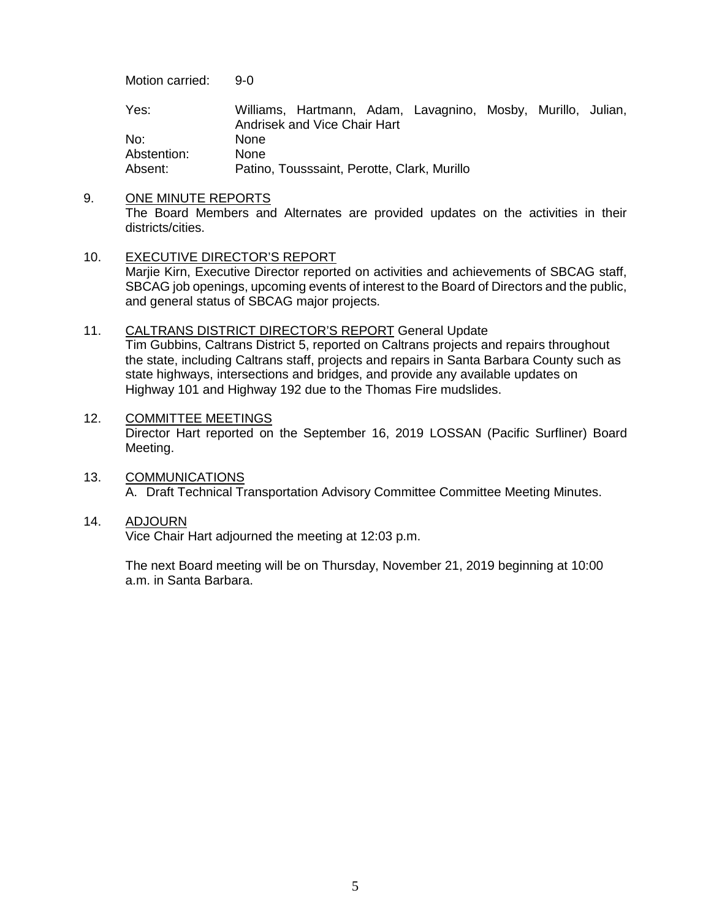| | |
|---|---|
| Motion carried: | 9-0 |
| Yes: | Williams, Hartmann, Adam, Lavagnino, Mosby, Murillo, Julian, Andrisek and Vice Chair Hart |
| No: | None |
| Abstention: | None |
| Absent: | Patino, Tousssaint, Perotte, Clark, Murillo |

9. ONE MINUTE REPORTS
   The Board Members and Alternates are provided updates on the activities in their districts/cities.

10. EXECUTIVE DIRECTOR'S REPORT
    Marjie Kirn, Executive Director reported on activities and achievements of SBCAG staff, SBCAG job openings, upcoming events of interest to the Board of Directors and the public, and general status of SBCAG major projects.

11. CALTRANS DISTRICT DIRECTOR'S REPORT General Update
    Tim Gubbins, Caltrans District 5, reported on Caltrans projects and repairs throughout the state, including Caltrans staff, projects and repairs in Santa Barbara County such as state highways, intersections and bridges, and provide any available updates on Highway 101 and Highway 192 due to the Thomas Fire mudslides.

12. COMMITTEE MEETINGS
    Director Hart reported on the September 16, 2019 LOSSAN (Pacific Surfliner) Board Meeting.

13. COMMUNICATIONS
    A. Draft Technical Transportation Advisory Committee Committee Meeting Minutes.

14. ADJOURN
    Vice Chair Hart adjourned the meeting at 12:03 p.m.

    The next Board meeting will be on Thursday, November 21, 2019 beginning at 10:00 a.m. in Santa Barbara.